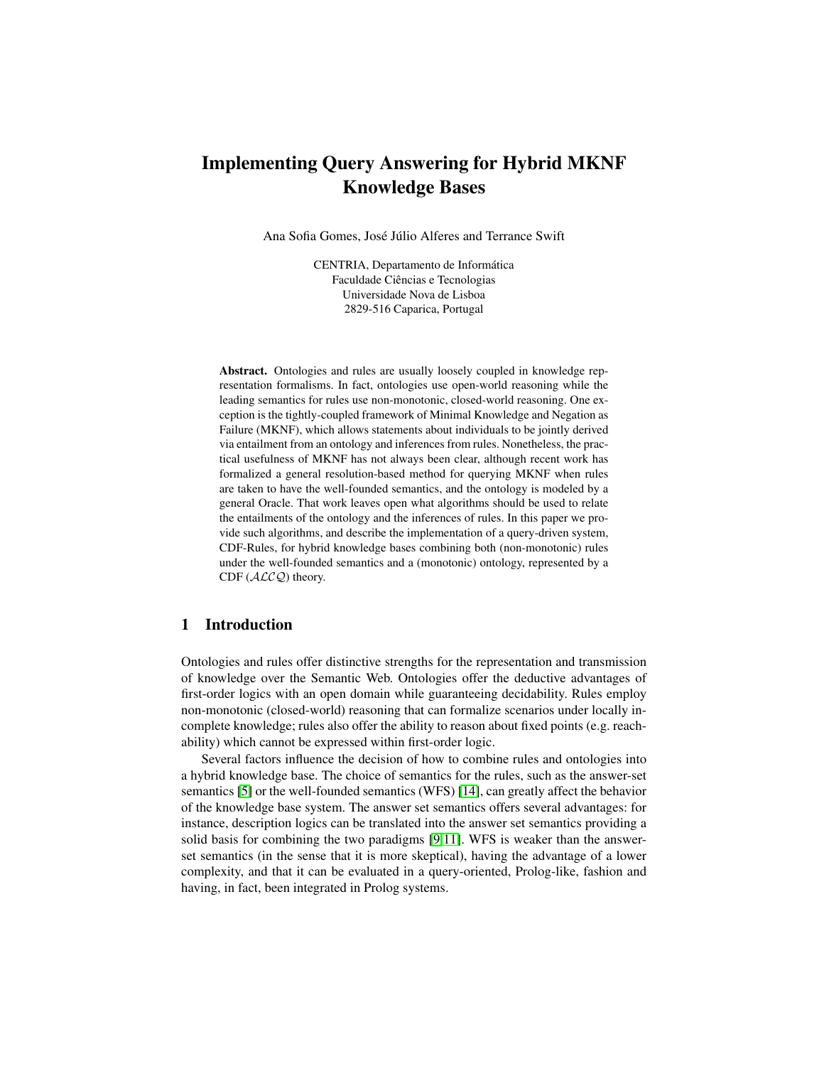# Implementing Query Answering for Hybrid MKNF Knowledge Bases

Ana Sofia Gomes, José Júlio Alferes and Terrance Swift

CENTRIA, Departamento de Informática
Faculdade Ciências e Tecnologias
Universidade Nova de Lisboa
2829-516 Caparica, Portugal

**Abstract.** Ontologies and rules are usually loosely coupled in knowledge representation formalisms. In fact, ontologies use open-world reasoning while the leading semantics for rules use non-monotonic, closed-world reasoning. One exception is the tightly-coupled framework of Minimal Knowledge and Negation as Failure (MKNF), which allows statements about individuals to be jointly derived via entailment from an ontology and inferences from rules. Nonetheless, the practical usefulness of MKNF has not always been clear, although recent work has formalized a general resolution-based method for querying MKNF when rules are taken to have the well-founded semantics, and the ontology is modeled by a general Oracle. That work leaves open what algorithms should be used to relate the entailments of the ontology and the inferences of rules. In this paper we provide such algorithms, and describe the implementation of a query-driven system, CDF-Rules, for hybrid knowledge bases combining both (non-monotonic) rules under the well-founded semantics and a (monotonic) ontology, represented by a CDF ($\mathcal{ALCQ}$) theory.

## 1 Introduction

Ontologies and rules offer distinctive strengths for the representation and transmission of knowledge over the Semantic Web. Ontologies offer the deductive advantages of first-order logics with an open domain while guaranteeing decidability. Rules employ non-monotonic (closed-world) reasoning that can formalize scenarios under locally incomplete knowledge; rules also offer the ability to reason about fixed points (e.g. reachability) which cannot be expressed within first-order logic.

Several factors influence the decision of how to combine rules and ontologies into a hybrid knowledge base. The choice of semantics for the rules, such as the answer-set semantics [5] or the well-founded semantics (WFS) [14], can greatly affect the behavior of the knowledge base system. The answer set semantics offers several advantages: for instance, description logics can be translated into the answer set semantics providing a solid basis for combining the two paradigms [9,11]. WFS is weaker than the answer-set semantics (in the sense that it is more skeptical), having the advantage of a lower complexity, and that it can be evaluated in a query-oriented, Prolog-like, fashion and having, in fact, been integrated in Prolog systems.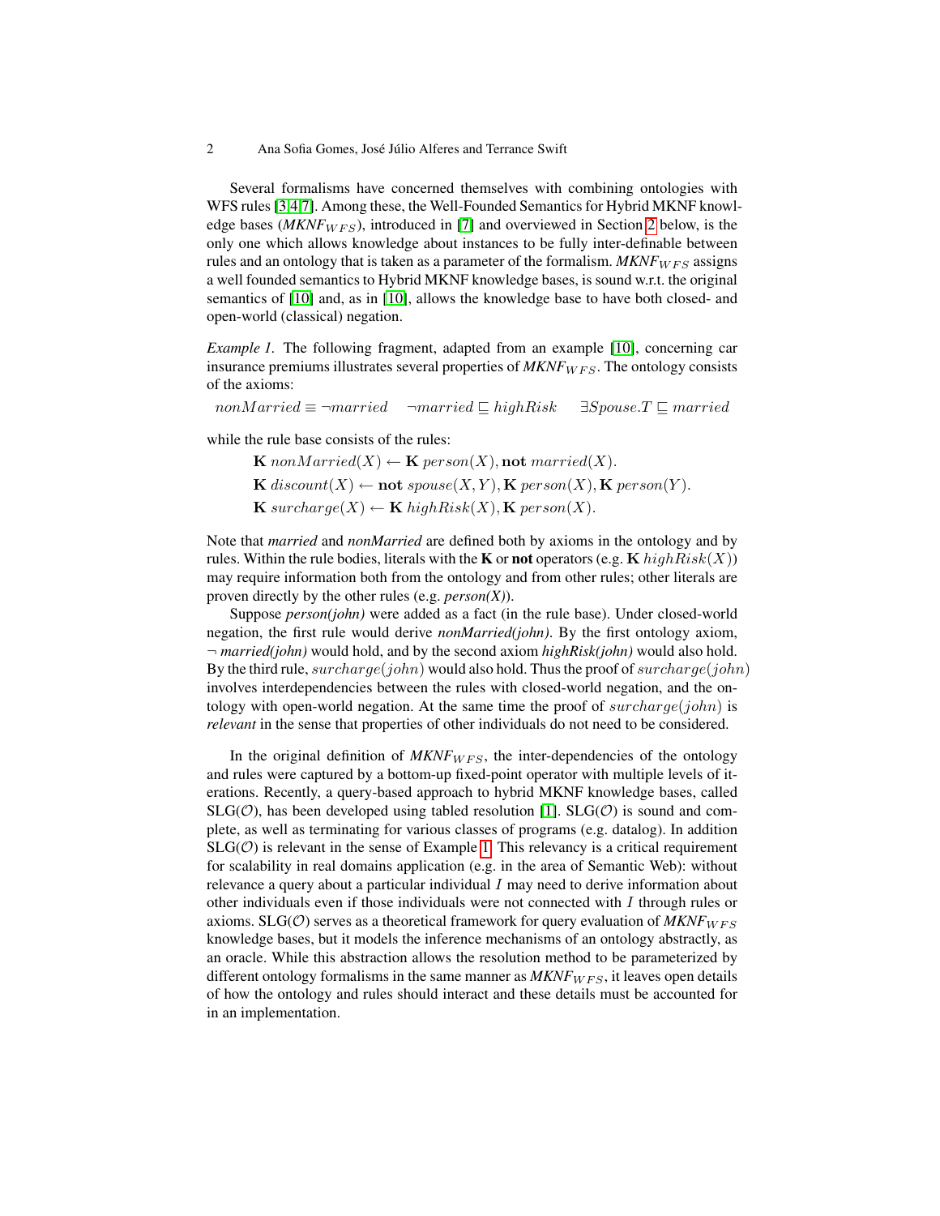Several formalisms have concerned themselves with combining ontologies with WFS rules [3,4,7]. Among these, the Well-Founded Semantics for Hybrid MKNF knowledge bases (*MKNF*$_{WFS}$), introduced in [7] and overviewed in Section 2 below, is the only one which allows knowledge about instances to be fully inter-definable between rules and an ontology that is taken as a parameter of the formalism. *MKNF*$_{WFS}$ assigns a well founded semantics to Hybrid MKNF knowledge bases, is sound w.r.t. the original semantics of [10] and, as in [10], allows the knowledge base to have both closed- and open-world (classical) negation.

*Example 1.* The following fragment, adapted from an example [10], concerning car insurance premiums illustrates several properties of *MKNF*$_{WFS}$. The ontology consists of the axioms:

$$nonMarried \equiv \neg married \quad \neg married \sqsubseteq highRisk \quad \exists Spouse.T \sqsubseteq married$$

while the rule base consists of the rules:

$$\mathbf{K}\, nonMarried(X) \leftarrow \mathbf{K}\, person(X), \mathbf{not}\ married(X).$$
$$\mathbf{K}\, discount(X) \leftarrow \mathbf{not}\ spouse(X,Y), \mathbf{K}\, person(X), \mathbf{K}\, person(Y).$$
$$\mathbf{K}\, surcharge(X) \leftarrow \mathbf{K}\, highRisk(X), \mathbf{K}\, person(X).$$

Note that *married* and *nonMarried* are defined both by axioms in the ontology and by rules. Within the rule bodies, literals with the **K** or **not** operators (e.g. $\mathbf{K}\, highRisk(X)$) may require information both from the ontology and from other rules; other literals are proven directly by the other rules (e.g. *person(X)*).

Suppose *person(john)* were added as a fact (in the rule base). Under closed-world negation, the first rule would derive *nonMarried(john)*. By the first ontology axiom, ¬ *married(john)* would hold, and by the second axiom *highRisk(john)* would also hold. By the third rule, $surcharge(john)$ would also hold. Thus the proof of $surcharge(john)$ involves interdependencies between the rules with closed-world negation, and the ontology with open-world negation. At the same time the proof of $surcharge(john)$ is *relevant* in the sense that properties of other individuals do not need to be considered.

In the original definition of *MKNF*$_{WFS}$, the inter-dependencies of the ontology and rules were captured by a bottom-up fixed-point operator with multiple levels of iterations. Recently, a query-based approach to hybrid MKNF knowledge bases, called SLG($\mathcal{O}$), has been developed using tabled resolution [1]. SLG($\mathcal{O}$) is sound and complete, as well as terminating for various classes of programs (e.g. datalog). In addition SLG($\mathcal{O}$) is relevant in the sense of Example 1. This relevancy is a critical requirement for scalability in real domains application (e.g. in the area of Semantic Web): without relevance a query about a particular individual $I$ may need to derive information about other individuals even if those individuals were not connected with $I$ through rules or axioms. SLG($\mathcal{O}$) serves as a theoretical framework for query evaluation of *MKNF*$_{WFS}$ knowledge bases, but it models the inference mechanisms of an ontology abstractly, as an oracle. While this abstraction allows the resolution method to be parameterized by different ontology formalisms in the same manner as *MKNF*$_{WFS}$, it leaves open details of how the ontology and rules should interact and these details must be accounted for in an implementation.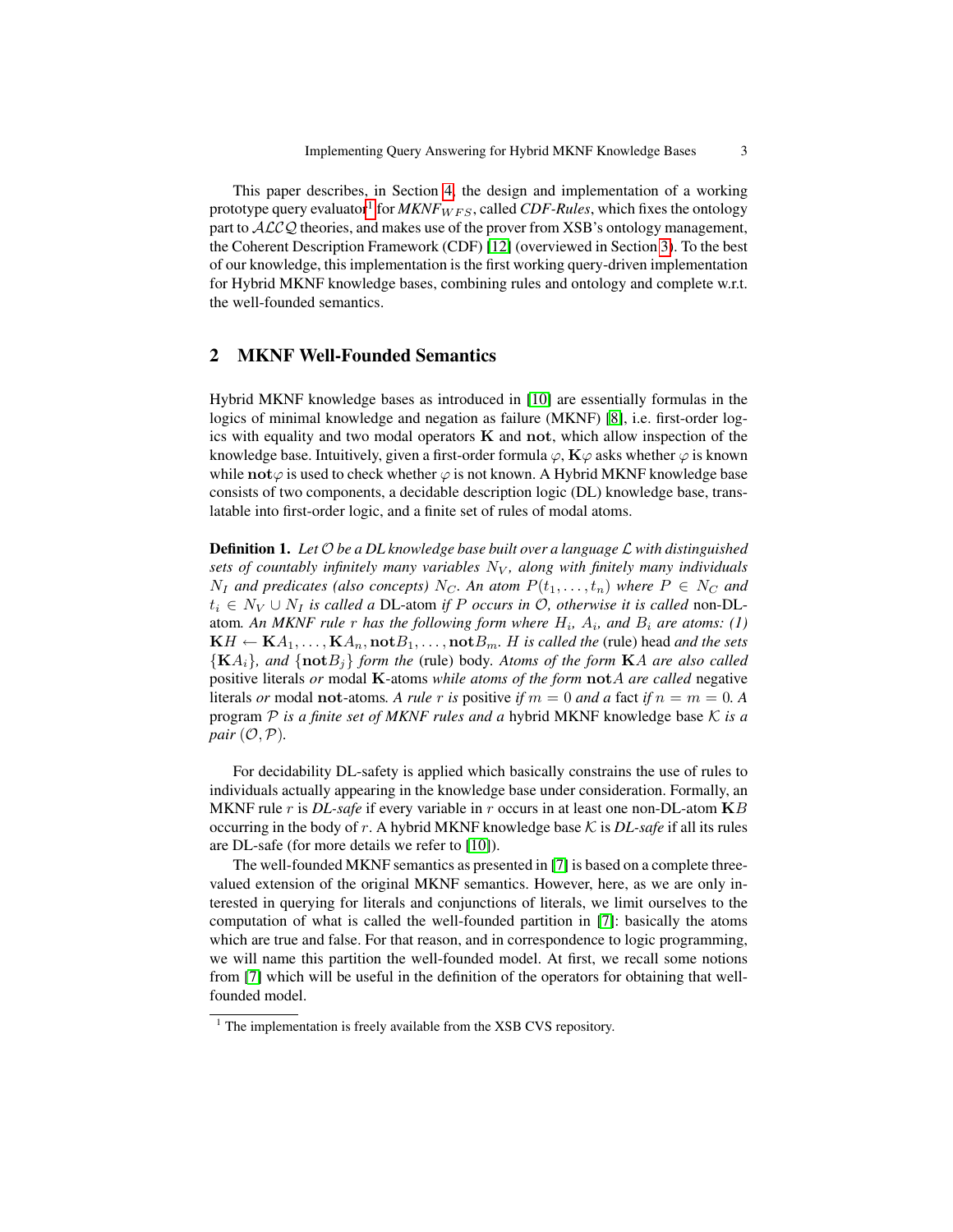This paper describes, in Section 4, the design and implementation of a working prototype query evaluator[1] for *MKNF*$_{WFS}$, called *CDF-Rules*, which fixes the ontology part to $\mathcal{ALCQ}$ theories, and makes use of the prover from XSB's ontology management, the Coherent Description Framework (CDF) [12] (overviewed in Section 3). To the best of our knowledge, this implementation is the first working query-driven implementation for Hybrid MKNF knowledge bases, combining rules and ontology and complete w.r.t. the well-founded semantics.

## 2 MKNF Well-Founded Semantics

Hybrid MKNF knowledge bases as introduced in [10] are essentially formulas in the logics of minimal knowledge and negation as failure (MKNF) [8], i.e. first-order logics with equality and two modal operators $\mathbf{K}$ and $\mathbf{not}$, which allow inspection of the knowledge base. Intuitively, given a first-order formula $\varphi$, $\mathbf{K}\varphi$ asks whether $\varphi$ is known while $\mathbf{not}\varphi$ is used to check whether $\varphi$ is not known. A Hybrid MKNF knowledge base consists of two components, a decidable description logic (DL) knowledge base, translatable into first-order logic, and a finite set of rules of modal atoms.

**Definition 1.** *Let $\mathcal{O}$ be a DL knowledge base built over a language $\mathcal{L}$ with distinguished sets of countably infinitely many variables $N_V$, along with finitely many individuals $N_I$ and predicates (also concepts) $N_C$. An atom $P(t_1, \ldots, t_n)$ where $P \in N_C$ and $t_i \in N_V \cup N_I$ is called a* DL-atom *if $P$ occurs in $\mathcal{O}$, otherwise it is called* non-DL-atom*. An MKNF rule $r$ has the following form where $H_i$, $A_i$, and $B_i$ are atoms: (1) $\mathbf{K}H \leftarrow \mathbf{K}A_1, \ldots, \mathbf{K}A_n, \mathbf{not}B_1, \ldots, \mathbf{not}B_m$. $H$ is called the* (rule) head *and the sets $\{\mathbf{K}A_i\}$, and $\{\mathbf{not}B_j\}$ form the* (rule) body*. Atoms of the form $\mathbf{K}A$ are also called* positive literals *or* modal $\mathbf{K}$-atoms *while atoms of the form $\mathbf{not}A$ are called* negative literals *or* modal $\mathbf{not}$-atoms*. A rule $r$ is* positive *if $m = 0$ and a* fact *if $n = m = 0$. A* program *$\mathcal{P}$ is a finite set of MKNF rules and a* hybrid MKNF knowledge base *$\mathcal{K}$ is a pair $(\mathcal{O}, \mathcal{P})$.*

For decidability DL-safety is applied which basically constrains the use of rules to individuals actually appearing in the knowledge base under consideration. Formally, an MKNF rule $r$ is *DL-safe* if every variable in $r$ occurs in at least one non-DL-atom $\mathbf{K}B$ occurring in the body of $r$. A hybrid MKNF knowledge base $\mathcal{K}$ is *DL-safe* if all its rules are DL-safe (for more details we refer to [10]).

The well-founded MKNF semantics as presented in [7] is based on a complete three-valued extension of the original MKNF semantics. However, here, as we are only interested in querying for literals and conjunctions of literals, we limit ourselves to the computation of what is called the well-founded partition in [7]: basically the atoms which are true and false. For that reason, and in correspondence to logic programming, we will name this partition the well-founded model. At first, we recall some notions from [7] which will be useful in the definition of the operators for obtaining that well-founded model.

[1] The implementation is freely available from the XSB CVS repository.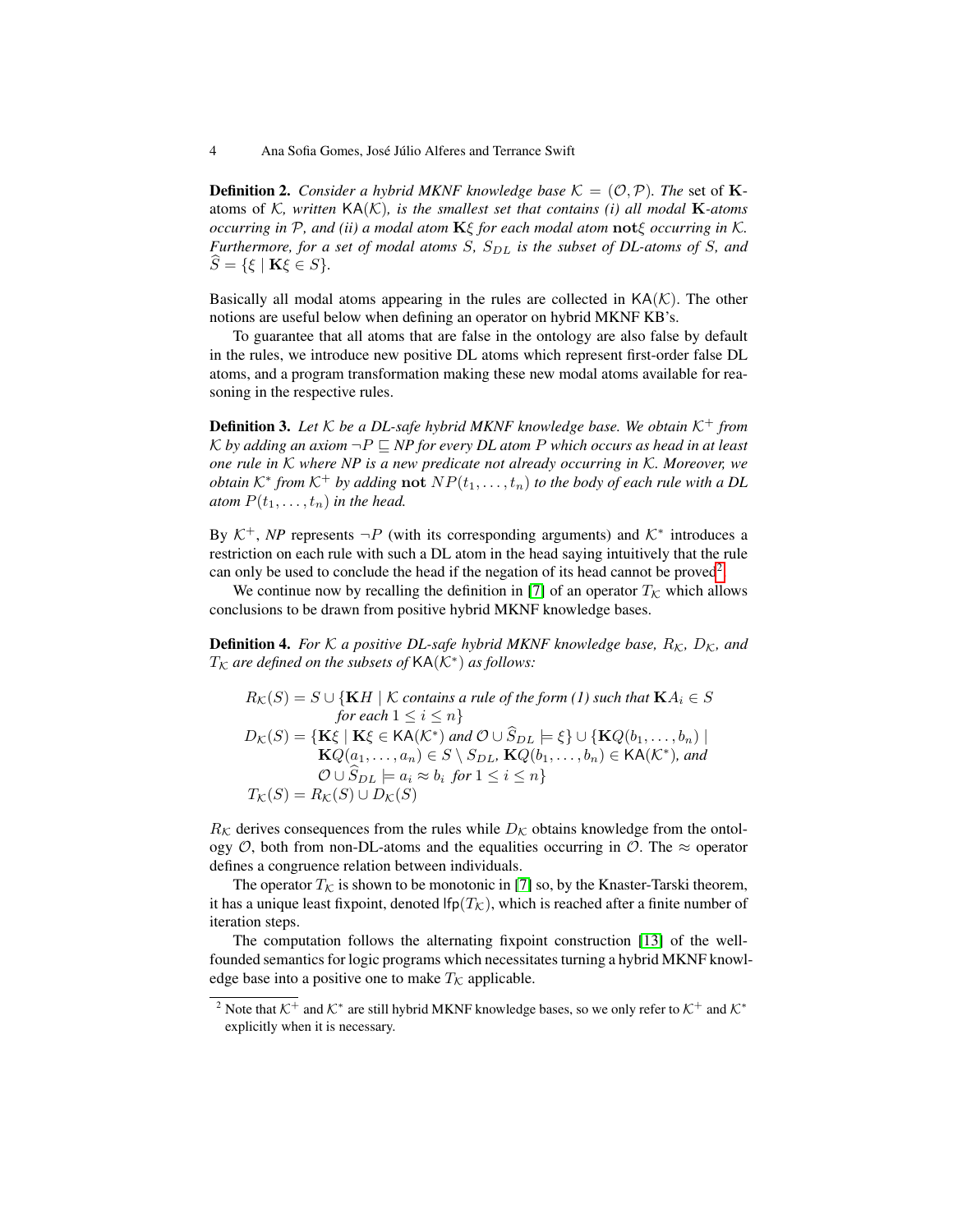**Definition 2.** *Consider a hybrid MKNF knowledge base $\mathcal{K} = (\mathcal{O}, \mathcal{P})$. The* set of $\mathbf{K}$-atoms of $\mathcal{K}$, *written* $\mathsf{KA}(\mathcal{K})$, *is the smallest set that contains (i) all modal* $\mathbf{K}$*-atoms occurring in* $\mathcal{P}$, *and (ii) a modal atom* $\mathbf{K}\xi$ *for each modal atom* $\mathbf{not}\xi$ *occurring in* $\mathcal{K}$. *Furthermore, for a set of modal atoms* $S$, $S_{DL}$ *is the subset of DL-atoms of* $S$, *and* $\widehat{S} = \{\xi \mid \mathbf{K}\xi \in S\}$.

Basically all modal atoms appearing in the rules are collected in $\mathsf{KA}(\mathcal{K})$. The other notions are useful below when defining an operator on hybrid MKNF KB's.

To guarantee that all atoms that are false in the ontology are also false by default in the rules, we introduce new positive DL atoms which represent first-order false DL atoms, and a program transformation making these new modal atoms available for reasoning in the respective rules.

**Definition 3.** *Let* $\mathcal{K}$ *be a DL-safe hybrid MKNF knowledge base. We obtain* $\mathcal{K}^+$ *from* $\mathcal{K}$ *by adding an axiom* $\neg P \sqsubseteq NP$ *for every DL atom* $P$ *which occurs as head in at least one rule in* $\mathcal{K}$ *where NP is a new predicate not already occurring in* $\mathcal{K}$. *Moreover, we obtain* $\mathcal{K}^*$ *from* $\mathcal{K}^+$ *by adding* $\mathbf{not}\ NP(t_1, \ldots, t_n)$ *to the body of each rule with a DL atom* $P(t_1, \ldots, t_n)$ *in the head.*

By $\mathcal{K}^+$, *NP* represents $\neg P$ (with its corresponding arguments) and $\mathcal{K}^*$ introduces a restriction on each rule with such a DL atom in the head saying intuitively that the rule can only be used to conclude the head if the negation of its head cannot be proved[2].

We continue now by recalling the definition in [7] of an operator $T_{\mathcal{K}}$ which allows conclusions to be drawn from positive hybrid MKNF knowledge bases.

**Definition 4.** *For* $\mathcal{K}$ *a positive DL-safe hybrid MKNF knowledge base,* $R_{\mathcal{K}}$, $D_{\mathcal{K}}$, *and* $T_{\mathcal{K}}$ *are defined on the subsets of* $\mathsf{KA}(\mathcal{K}^*)$ *as follows:*

$$
\begin{aligned}
R_{\mathcal{K}}(S) &= S \cup \{\mathbf{K}H \mid \mathcal{K} \text{ contains a rule of the form (1) such that } \mathbf{K}A_i \in S \\
&\qquad \text{for each } 1 \leq i \leq n\} \\
D_{\mathcal{K}}(S) &= \{\mathbf{K}\xi \mid \mathbf{K}\xi \in \mathsf{KA}(\mathcal{K}^*) \text{ and } \mathcal{O} \cup \widehat{S}_{DL} \models \xi\} \cup \{\mathbf{K}Q(b_1, \ldots, b_n) \mid \\
&\qquad \mathbf{K}Q(a_1, \ldots, a_n) \in S \setminus S_{DL},\ \mathbf{K}Q(b_1, \ldots, b_n) \in \mathsf{KA}(\mathcal{K}^*), \text{ and} \\
&\qquad \mathcal{O} \cup \widehat{S}_{DL} \models a_i \approx b_i \text{ for } 1 \leq i \leq n\} \\
T_{\mathcal{K}}(S) &= R_{\mathcal{K}}(S) \cup D_{\mathcal{K}}(S)
\end{aligned}
$$

$R_{\mathcal{K}}$ derives consequences from the rules while $D_{\mathcal{K}}$ obtains knowledge from the ontology $\mathcal{O}$, both from non-DL-atoms and the equalities occurring in $\mathcal{O}$. The $\approx$ operator defines a congruence relation between individuals.

The operator $T_{\mathcal{K}}$ is shown to be monotonic in [7] so, by the Knaster-Tarski theorem, it has a unique least fixpoint, denoted $\mathsf{lfp}(T_{\mathcal{K}})$, which is reached after a finite number of iteration steps.

The computation follows the alternating fixpoint construction [13] of the well-founded semantics for logic programs which necessitates turning a hybrid MKNF knowledge base into a positive one to make $T_{\mathcal{K}}$ applicable.

[2] Note that $\mathcal{K}^+$ and $\mathcal{K}^*$ are still hybrid MKNF knowledge bases, so we only refer to $\mathcal{K}^+$ and $\mathcal{K}^*$ explicitly when it is necessary.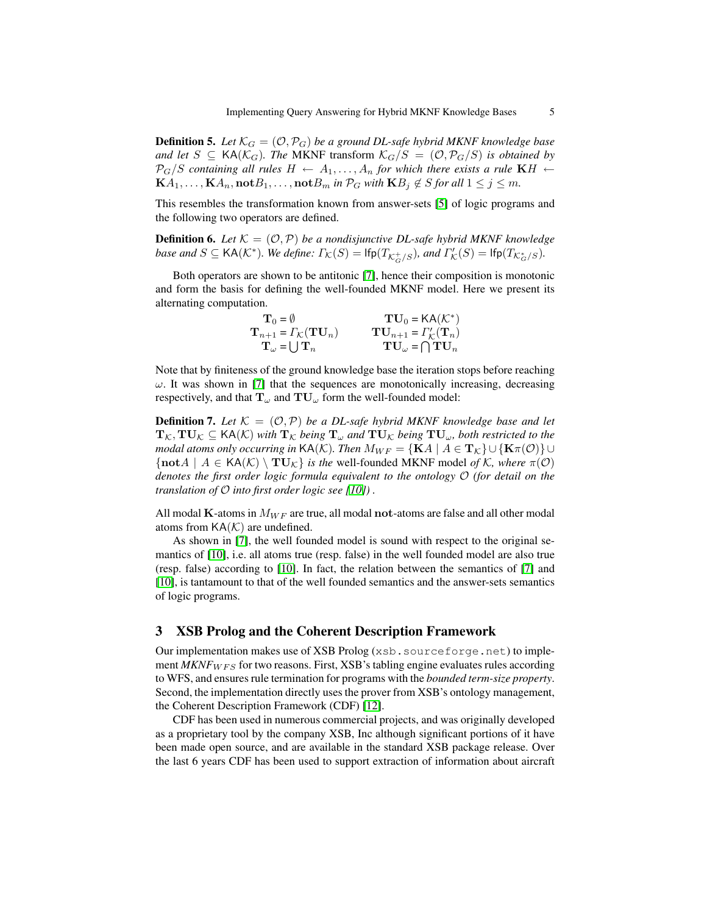**Definition 5.** *Let $\mathcal{K}_G = (\mathcal{O}, \mathcal{P}_G)$ be a ground DL-safe hybrid MKNF knowledge base and let $S \subseteq \mathsf{KA}(\mathcal{K}_G)$. The* MKNF transform *$\mathcal{K}_G/S = (\mathcal{O}, \mathcal{P}_G/S)$ is obtained by $\mathcal{P}_G/S$ containing all rules $H \leftarrow A_1, \ldots, A_n$ for which there exists a rule $\mathbf{K}H \leftarrow \mathbf{K}A_1, \ldots, \mathbf{K}A_n, \mathbf{not}B_1, \ldots, \mathbf{not}B_m$ in $\mathcal{P}_G$ with $\mathbf{K}B_j \notin S$ for all $1 \leq j \leq m$.*

This resembles the transformation known from answer-sets [5] of logic programs and the following two operators are defined.

**Definition 6.** *Let $\mathcal{K} = (\mathcal{O}, \mathcal{P})$ be a nondisjunctive DL-safe hybrid MKNF knowledge base and $S \subseteq \mathsf{KA}(\mathcal{K}^*)$. We define: $\Gamma_{\mathcal{K}}(S) = \mathsf{lfp}(T_{\mathcal{K}_G^+/S})$, and $\Gamma'_{\mathcal{K}}(S) = \mathsf{lfp}(T_{\mathcal{K}_G^*/S})$.*

Both operators are shown to be antitonic [7], hence their composition is monotonic and form the basis for defining the well-founded MKNF model. Here we present its alternating computation.

$$
\begin{array}{ll}
\mathbf{T}_0 = \emptyset & \mathbf{TU}_0 = \mathsf{KA}(\mathcal{K}^*) \\
\mathbf{T}_{n+1} = \Gamma_{\mathcal{K}}(\mathbf{TU}_n) & \mathbf{TU}_{n+1} = \Gamma'_{\mathcal{K}}(\mathbf{T}_n) \\
\mathbf{T}_\omega = \bigcup \mathbf{T}_n & \mathbf{TU}_\omega = \bigcap \mathbf{TU}_n
\end{array}
$$

Note that by finiteness of the ground knowledge base the iteration stops before reaching $\omega$. It was shown in [7] that the sequences are monotonically increasing, decreasing respectively, and that $\mathbf{T}_\omega$ and $\mathbf{TU}_\omega$ form the well-founded model:

**Definition 7.** *Let $\mathcal{K} = (\mathcal{O}, \mathcal{P})$ be a DL-safe hybrid MKNF knowledge base and let $\mathbf{T}_{\mathcal{K}}, \mathbf{TU}_{\mathcal{K}} \subseteq \mathsf{KA}(\mathcal{K})$ with $\mathbf{T}_{\mathcal{K}}$ being $\mathbf{T}_\omega$ and $\mathbf{TU}_{\mathcal{K}}$ being $\mathbf{TU}_\omega$, both restricted to the modal atoms only occurring in $\mathsf{KA}(\mathcal{K})$. Then $M_{WF} = \{\mathbf{K}A \mid A \in \mathbf{T}_{\mathcal{K}}\} \cup \{\mathbf{K}\pi(\mathcal{O})\} \cup \{\mathbf{not}A \mid A \in \mathsf{KA}(\mathcal{K}) \setminus \mathbf{TU}_{\mathcal{K}}\}$ is the* well-founded MKNF model *of $\mathcal{K}$, where $\pi(\mathcal{O})$ denotes the first order logic formula equivalent to the ontology $\mathcal{O}$ (for detail on the translation of $\mathcal{O}$ into first order logic see [10]).*

All modal $\mathbf{K}$-atoms in $M_{WF}$ are true, all modal $\mathbf{not}$-atoms are false and all other modal atoms from $\mathsf{KA}(\mathcal{K})$ are undefined.

As shown in [7], the well founded model is sound with respect to the original semantics of [10], i.e. all atoms true (resp. false) in the well founded model are also true (resp. false) according to [10]. In fact, the relation between the semantics of [7] and [10], is tantamount to that of the well founded semantics and the answer-sets semantics of logic programs.

## 3 XSB Prolog and the Coherent Description Framework

Our implementation makes use of XSB Prolog (`xsb.sourceforge.net`) to implement *MKNF*$_{WFS}$ for two reasons. First, XSB's tabling engine evaluates rules according to WFS, and ensures rule termination for programs with the *bounded term-size property*. Second, the implementation directly uses the prover from XSB's ontology management, the Coherent Description Framework (CDF) [12].

CDF has been used in numerous commercial projects, and was originally developed as a proprietary tool by the company XSB, Inc although significant portions of it have been made open source, and are available in the standard XSB package release. Over the last 6 years CDF has been used to support extraction of information about aircraft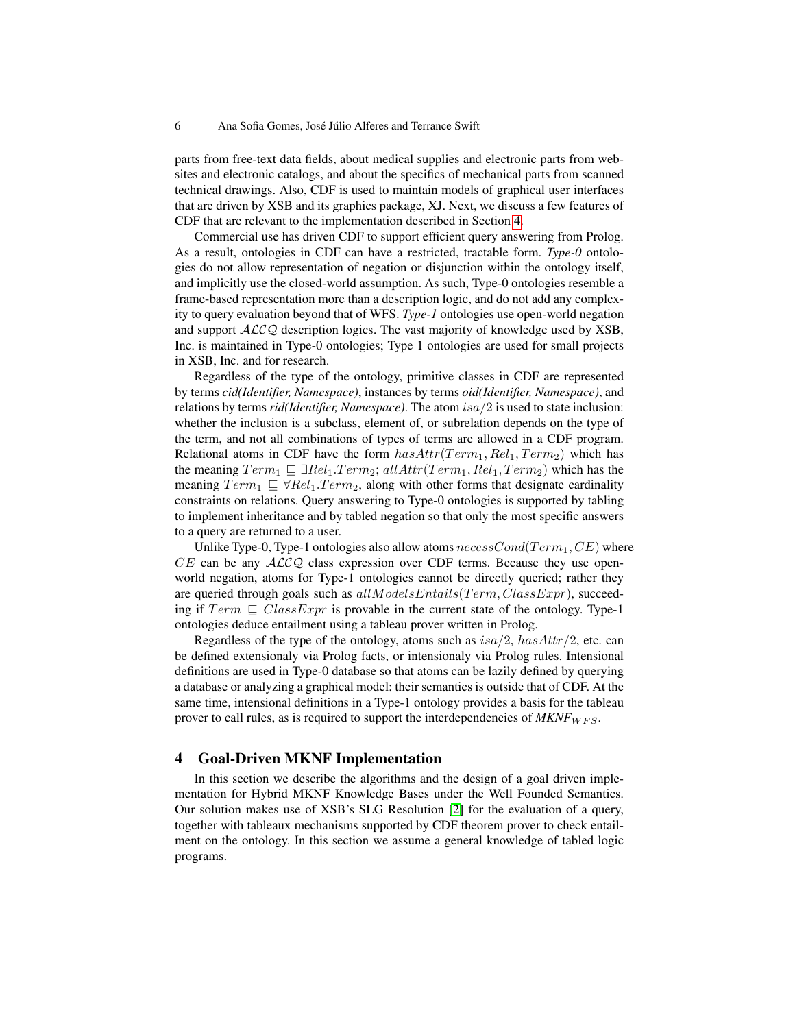parts from free-text data fields, about medical supplies and electronic parts from websites and electronic catalogs, and about the specifics of mechanical parts from scanned technical drawings. Also, CDF is used to maintain models of graphical user interfaces that are driven by XSB and its graphics package, XJ. Next, we discuss a few features of CDF that are relevant to the implementation described in Section 4.

Commercial use has driven CDF to support efficient query answering from Prolog. As a result, ontologies in CDF can have a restricted, tractable form. *Type-0* ontologies do not allow representation of negation or disjunction within the ontology itself, and implicitly use the closed-world assumption. As such, Type-0 ontologies resemble a frame-based representation more than a description logic, and do not add any complexity to query evaluation beyond that of WFS. *Type-1* ontologies use open-world negation and support $\mathcal{ALCQ}$ description logics. The vast majority of knowledge used by XSB, Inc. is maintained in Type-0 ontologies; Type 1 ontologies are used for small projects in XSB, Inc. and for research.

Regardless of the type of the ontology, primitive classes in CDF are represented by terms *cid(Identifier, Namespace)*, instances by terms *oid(Identifier, Namespace)*, and relations by terms *rid(Identifier, Namespace)*. The atom $isa/2$ is used to state inclusion: whether the inclusion is a subclass, element of, or subrelation depends on the type of the term, and not all combinations of types of terms are allowed in a CDF program. Relational atoms in CDF have the form $hasAttr(Term_1, Rel_1, Term_2)$ which has the meaning $Term_1 \sqsubseteq \exists Rel_1.Term_2$; $allAttr(Term_1, Rel_1, Term_2)$ which has the meaning $Term_1 \sqsubseteq \forall Rel_1.Term_2$, along with other forms that designate cardinality constraints on relations. Query answering to Type-0 ontologies is supported by tabling to implement inheritance and by tabled negation so that only the most specific answers to a query are returned to a user.

Unlike Type-0, Type-1 ontologies also allow atoms $necessCond(Term_1, CE)$ where $CE$ can be any $\mathcal{ALCQ}$ class expression over CDF terms. Because they use open-world negation, atoms for Type-1 ontologies cannot be directly queried; rather they are queried through goals such as $allModelsEntails(Term, ClassExpr)$, succeeding if $Term \sqsubseteq ClassExpr$ is provable in the current state of the ontology. Type-1 ontologies deduce entailment using a tableau prover written in Prolog.

Regardless of the type of the ontology, atoms such as $isa/2$, $hasAttr/2$, etc. can be defined extensionaly via Prolog facts, or intensionaly via Prolog rules. Intensional definitions are used in Type-0 database so that atoms can be lazily defined by querying a database or analyzing a graphical model: their semantics is outside that of CDF. At the same time, intensional definitions in a Type-1 ontology provides a basis for the tableau prover to call rules, as is required to support the interdependencies of *MKNF*$_{WFS}$.

## 4 Goal-Driven MKNF Implementation

In this section we describe the algorithms and the design of a goal driven implementation for Hybrid MKNF Knowledge Bases under the Well Founded Semantics. Our solution makes use of XSB's SLG Resolution [2] for the evaluation of a query, together with tableaux mechanisms supported by CDF theorem prover to check entailment on the ontology. In this section we assume a general knowledge of tabled logic programs.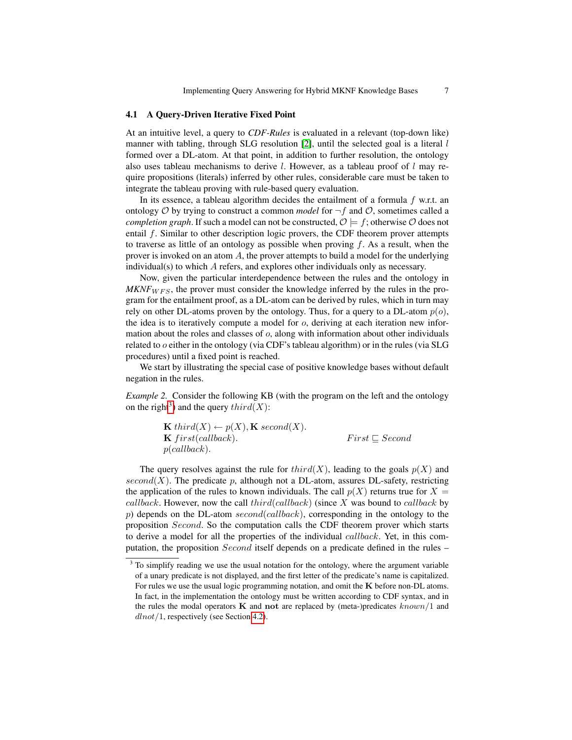### 4.1 A Query-Driven Iterative Fixed Point

At an intuitive level, a query to *CDF-Rules* is evaluated in a relevant (top-down like) manner with tabling, through SLG resolution [2], until the selected goal is a literal $l$ formed over a DL-atom. At that point, in addition to further resolution, the ontology also uses tableau mechanisms to derive $l$. However, as a tableau proof of $l$ may require propositions (literals) inferred by other rules, considerable care must be taken to integrate the tableau proving with rule-based query evaluation.

In its essence, a tableau algorithm decides the entailment of a formula $f$ w.r.t. an ontology $\mathcal{O}$ by trying to construct a common *model* for $\neg f$ and $\mathcal{O}$, sometimes called a *completion graph*. If such a model can not be constructed, $\mathcal{O} \models f$; otherwise $\mathcal{O}$ does not entail $f$. Similar to other description logic provers, the CDF theorem prover attempts to traverse as little of an ontology as possible when proving $f$. As a result, when the prover is invoked on an atom $A$, the prover attempts to build a model for the underlying individual(s) to which $A$ refers, and explores other individuals only as necessary.

Now, given the particular interdependence between the rules and the ontology in $MKNF_{WFS}$, the prover must consider the knowledge inferred by the rules in the program for the entailment proof, as a DL-atom can be derived by rules, which in turn may rely on other DL-atoms proven by the ontology. Thus, for a query to a DL-atom $p(o)$, the idea is to iteratively compute a model for $o$, deriving at each iteration new information about the roles and classes of $o$, along with information about other individuals related to $o$ either in the ontology (via CDF's tableau algorithm) or in the rules (via SLG procedures) until a fixed point is reached.

We start by illustrating the special case of positive knowledge bases without default negation in the rules.

*Example 2.* Consider the following KB (with the program on the left and the ontology on the right[3]) and the query $third(X)$:

$$\mathbf{K}\, third(X) \leftarrow p(X), \mathbf{K}\, second(X).$$
$$\mathbf{K}\, first(callback). \qquad\qquad First \sqsubseteq Second$$
$$p(callback).$$

The query resolves against the rule for $third(X)$, leading to the goals $p(X)$ and $second(X)$. The predicate $p$, although not a DL-atom, assures DL-safety, restricting the application of the rules to known individuals. The call $p(X)$ returns true for $X = callback$. However, now the call $third(callback)$ (since $X$ was bound to $callback$ by $p$) depends on the DL-atom $second(callback)$, corresponding in the ontology to the proposition $Second$. So the computation calls the CDF theorem prover which starts to derive a model for all the properties of the individual $callback$. Yet, in this computation, the proposition $Second$ itself depends on a predicate defined in the rules –

[3] To simplify reading we use the usual notation for the ontology, where the argument variable of a unary predicate is not displayed, and the first letter of the predicate's name is capitalized. For rules we use the usual logic programming notation, and omit the $\mathbf{K}$ before non-DL atoms. In fact, in the implementation the ontology must be written according to CDF syntax, and in the rules the modal operators $\mathbf{K}$ and $\mathbf{not}$ are replaced by (meta-)predicates $known/1$ and $dlnot/1$, respectively (see Section 4.2).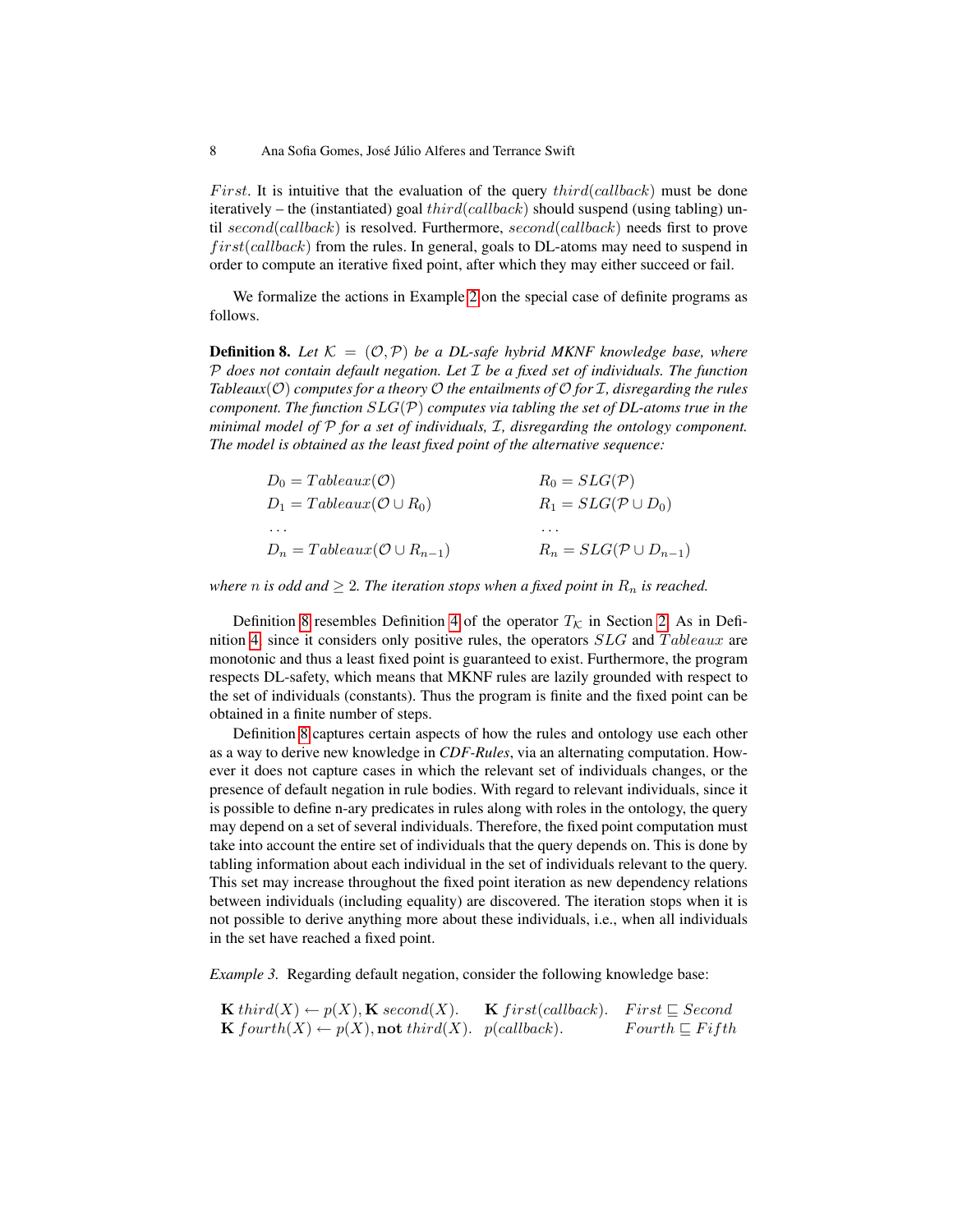$First$. It is intuitive that the evaluation of the query $third(callback)$ must be done iteratively – the (instantiated) goal $third(callback)$ should suspend (using tabling) until $second(callback)$ is resolved. Furthermore, $second(callback)$ needs first to prove $first(callback)$ from the rules. In general, goals to DL-atoms may need to suspend in order to compute an iterative fixed point, after which they may either succeed or fail.

We formalize the actions in Example 2 on the special case of definite programs as follows.

**Definition 8.** *Let $\mathcal{K} = (\mathcal{O}, \mathcal{P})$ be a DL-safe hybrid MKNF knowledge base, where $\mathcal{P}$ does not contain default negation. Let $\mathcal{I}$ be a fixed set of individuals. The function Tableaux($\mathcal{O}$) computes for a theory $\mathcal{O}$ the entailments of $\mathcal{O}$ for $\mathcal{I}$, disregarding the rules component. The function $SLG(\mathcal{P})$ computes via tabling the set of DL-atoms true in the minimal model of $\mathcal{P}$ for a set of individuals, $\mathcal{I}$, disregarding the ontology component. The model is obtained as the least fixed point of the alternative sequence:*

$$
\begin{array}{ll}
D_0 = Tableaux(\mathcal{O}) & R_0 = SLG(\mathcal{P}) \\
D_1 = Tableaux(\mathcal{O} \cup R_0) & R_1 = SLG(\mathcal{P} \cup D_0) \\
\ldots & \ldots \\
D_n = Tableaux(\mathcal{O} \cup R_{n-1}) & R_n = SLG(\mathcal{P} \cup D_{n-1})
\end{array}
$$

*where $n$ is odd and $\geq 2$. The iteration stops when a fixed point in $R_n$ is reached.*

Definition 8 resembles Definition 4 of the operator $T_{\mathcal{K}}$ in Section 2. As in Definition 4, since it considers only positive rules, the operators $SLG$ and $Tableaux$ are monotonic and thus a least fixed point is guaranteed to exist. Furthermore, the program respects DL-safety, which means that MKNF rules are lazily grounded with respect to the set of individuals (constants). Thus the program is finite and the fixed point can be obtained in a finite number of steps.

Definition 8 captures certain aspects of how the rules and ontology use each other as a way to derive new knowledge in *CDF-Rules*, via an alternating computation. However it does not capture cases in which the relevant set of individuals changes, or the presence of default negation in rule bodies. With regard to relevant individuals, since it is possible to define n-ary predicates in rules along with roles in the ontology, the query may depend on a set of several individuals. Therefore, the fixed point computation must take into account the entire set of individuals that the query depends on. This is done by tabling information about each individual in the set of individuals relevant to the query. This set may increase throughout the fixed point iteration as new dependency relations between individuals (including equality) are discovered. The iteration stops when it is not possible to derive anything more about these individuals, i.e., when all individuals in the set have reached a fixed point.

*Example 3.* Regarding default negation, consider the following knowledge base:

$$
\begin{array}{lll}
\mathbf{K}\, third(X) \leftarrow p(X), \mathbf{K}\, second(X). & \mathbf{K}\, first(callback). & First \sqsubseteq Second \\
\mathbf{K}\, fourth(X) \leftarrow p(X), \mathbf{not}\, third(X). & p(callback). & Fourth \sqsubseteq Fifth
\end{array}
$$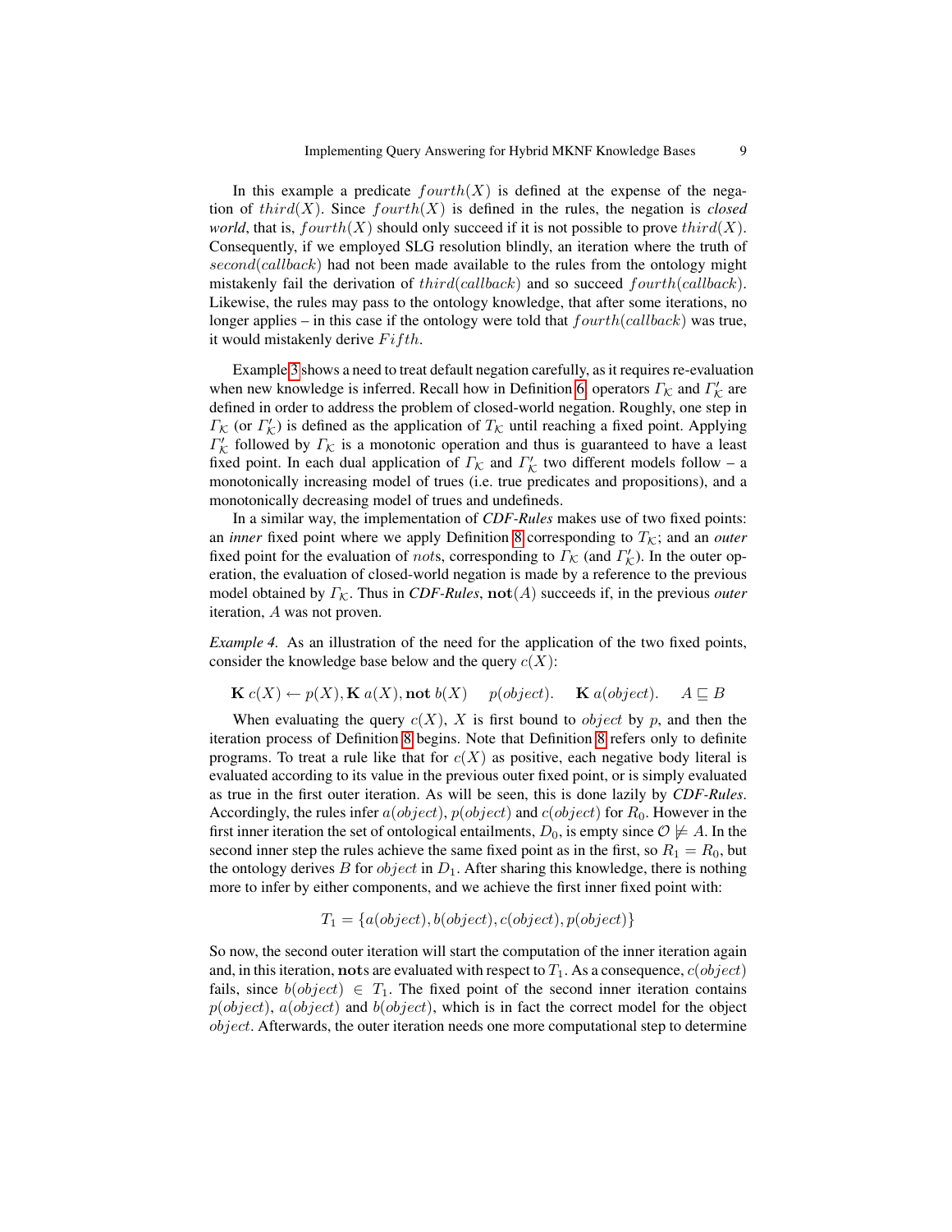In this example a predicate $fourth(X)$ is defined at the expense of the negation of $third(X)$. Since $fourth(X)$ is defined in the rules, the negation is *closed world*, that is, $fourth(X)$ should only succeed if it is not possible to prove $third(X)$. Consequently, if we employed SLG resolution blindly, an iteration where the truth of $second(callback)$ had not been made available to the rules from the ontology might mistakenly fail the derivation of $third(callback)$ and so succeed $fourth(callback)$. Likewise, the rules may pass to the ontology knowledge, that after some iterations, no longer applies – in this case if the ontology were told that $fourth(callback)$ was true, it would mistakenly derive $Fifth$.

Example 3 shows a need to treat default negation carefully, as it requires re-evaluation when new knowledge is inferred. Recall how in Definition 6, operators $\Gamma_{\mathcal{K}}$ and $\Gamma'_{\mathcal{K}}$ are defined in order to address the problem of closed-world negation. Roughly, one step in $\Gamma_{\mathcal{K}}$ (or $\Gamma'_{\mathcal{K}}$) is defined as the application of $T_{\mathcal{K}}$ until reaching a fixed point. Applying $\Gamma'_{\mathcal{K}}$ followed by $\Gamma_{\mathcal{K}}$ is a monotonic operation and thus is guaranteed to have a least fixed point. In each dual application of $\Gamma_{\mathcal{K}}$ and $\Gamma'_{\mathcal{K}}$ two different models follow – a monotonically increasing model of trues (i.e. true predicates and propositions), and a monotonically decreasing model of trues and undefineds.

In a similar way, the implementation of *CDF-Rules* makes use of two fixed points: an *inner* fixed point where we apply Definition 8 corresponding to $T_{\mathcal{K}}$; and an *outer* fixed point for the evaluation of $nots$, corresponding to $\Gamma_{\mathcal{K}}$ (and $\Gamma'_{\mathcal{K}}$). In the outer operation, the evaluation of closed-world negation is made by a reference to the previous model obtained by $\Gamma_{\mathcal{K}}$. Thus in *CDF-Rules*, $\mathbf{not}(A)$ succeeds if, in the previous *outer* iteration, $A$ was not proven.

*Example 4.* As an illustration of the need for the application of the two fixed points, consider the knowledge base below and the query $c(X)$:

$$\mathbf{K}\ c(X) \leftarrow p(X), \mathbf{K}\ a(X), \mathbf{not}\ b(X) \qquad p(object). \qquad \mathbf{K}\ a(object). \qquad A \sqsubseteq B$$

When evaluating the query $c(X)$, $X$ is first bound to $object$ by $p$, and then the iteration process of Definition 8 begins. Note that Definition 8 refers only to definite programs. To treat a rule like that for $c(X)$ as positive, each negative body literal is evaluated according to its value in the previous outer fixed point, or is simply evaluated as true in the first outer iteration. As will be seen, this is done lazily by *CDF-Rules*. Accordingly, the rules infer $a(object)$, $p(object)$ and $c(object)$ for $R_0$. However in the first inner iteration the set of ontological entailments, $D_0$, is empty since $\mathcal{O} \not\models A$. In the second inner step the rules achieve the same fixed point as in the first, so $R_1 = R_0$, but the ontology derives $B$ for $object$ in $D_1$. After sharing this knowledge, there is nothing more to infer by either components, and we achieve the first inner fixed point with:

$$T_1 = \{a(object), b(object), c(object), p(object)\}$$

So now, the second outer iteration will start the computation of the inner iteration again and, in this iteration, $\mathbf{not}$s are evaluated with respect to $T_1$. As a consequence, $c(object)$ fails, since $b(object) \in T_1$. The fixed point of the second inner iteration contains $p(object)$, $a(object)$ and $b(object)$, which is in fact the correct model for the object $object$. Afterwards, the outer iteration needs one more computational step to determine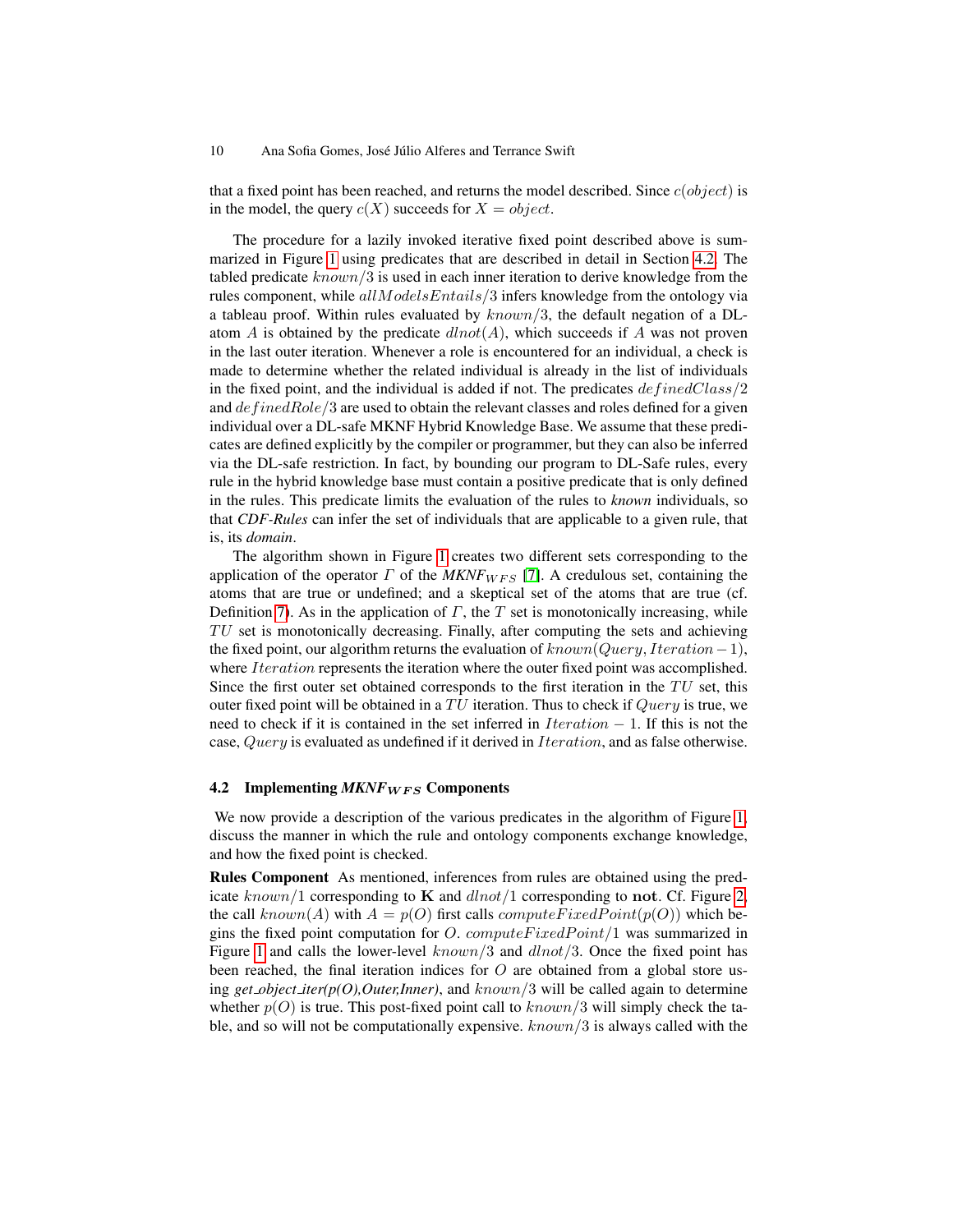that a fixed point has been reached, and returns the model described. Since $c(object)$ is in the model, the query $c(X)$ succeeds for $X = object$.

The procedure for a lazily invoked iterative fixed point described above is summarized in Figure 1 using predicates that are described in detail in Section 4.2. The tabled predicate $known/3$ is used in each inner iteration to derive knowledge from the rules component, while $allModelsEntails/3$ infers knowledge from the ontology via a tableau proof. Within rules evaluated by $known/3$, the default negation of a DL-atom $A$ is obtained by the predicate $dlnot(A)$, which succeeds if $A$ was not proven in the last outer iteration. Whenever a role is encountered for an individual, a check is made to determine whether the related individual is already in the list of individuals in the fixed point, and the individual is added if not. The predicates $definedClass/2$ and $definedRole/3$ are used to obtain the relevant classes and roles defined for a given individual over a DL-safe MKNF Hybrid Knowledge Base. We assume that these predicates are defined explicitly by the compiler or programmer, but they can also be inferred via the DL-safe restriction. In fact, by bounding our program to DL-Safe rules, every rule in the hybrid knowledge base must contain a positive predicate that is only defined in the rules. This predicate limits the evaluation of the rules to ***known*** individuals, so that ***CDF-Rules*** can infer the set of individuals that are applicable to a given rule, that is, its *domain*.

The algorithm shown in Figure 1 creates two different sets corresponding to the application of the operator $\Gamma$ of the ***MKNF***$_{WFS}$ [7]. A credulous set, containing the atoms that are true or undefined; and a skeptical set of the atoms that are true (cf. Definition 7). As in the application of $\Gamma$, the $T$ set is monotonically increasing, while $TU$ set is monotonically decreasing. Finally, after computing the sets and achieving the fixed point, our algorithm returns the evaluation of $known(Query, Iteration - 1)$, where $Iteration$ represents the iteration where the outer fixed point was accomplished. Since the first outer set obtained corresponds to the first iteration in the $TU$ set, this outer fixed point will be obtained in a $TU$ iteration. Thus to check if $Query$ is true, we need to check if it is contained in the set inferred in $Iteration - 1$. If this is not the case, $Query$ is evaluated as undefined if it derived in $Iteration$, and as false otherwise.

### 4.2 Implementing *MKNF*$_{WFS}$ Components

We now provide a description of the various predicates in the algorithm of Figure 1, discuss the manner in which the rule and ontology components exchange knowledge, and how the fixed point is checked.

**Rules Component** As mentioned, inferences from rules are obtained using the predicate $known/1$ corresponding to $\mathbf{K}$ and $dlnot/1$ corresponding to $\mathbf{not}$. Cf. Figure 2, the call $known(A)$ with $A = p(O)$ first calls $computeFixedPoint(p(O))$ which begins the fixed point computation for $O$. $computeFixedPoint/1$ was summarized in Figure 1 and calls the lower-level $known/3$ and $dlnot/3$. Once the fixed point has been reached, the final iteration indices for $O$ are obtained from a global store using *get_object_iter(p(O),Outer,Inner)*, and $known/3$ will be called again to determine whether $p(O)$ is true. This post-fixed point call to $known/3$ will simply check the table, and so will not be computationally expensive. $known/3$ is always called with the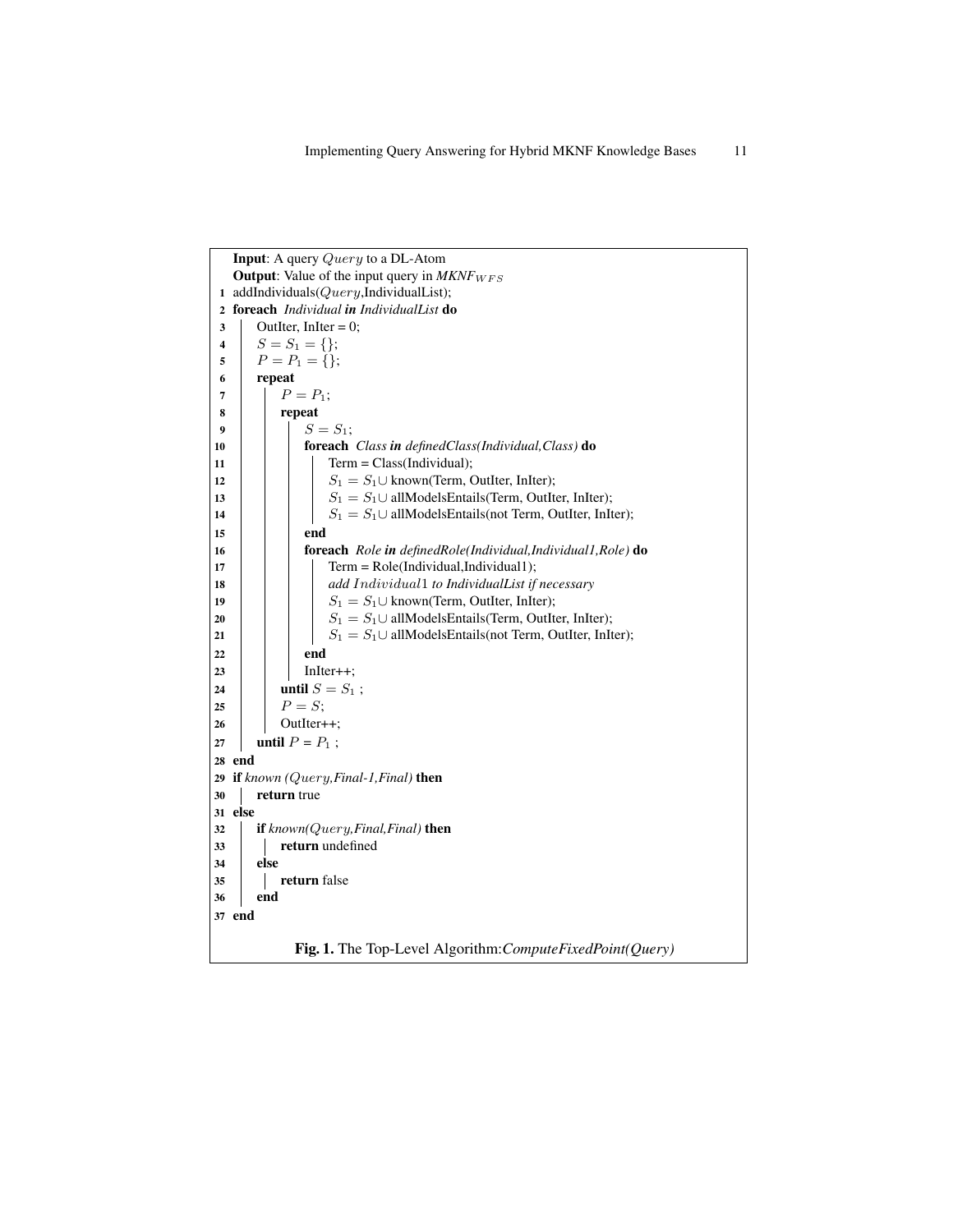```
    Input: A query Query to a DL-Atom
    Output: Value of the input query in MKNF_WFS
 1  addIndividuals(Query,IndividualList);
 2  foreach Individual in IndividualList do
 3      OutIter, InIter = 0;
 4      S = S1 = {};
 5      P = P1 = {};
 6      repeat
 7          P = P1;
 8          repeat
 9              S = S1;
10              foreach Class in definedClass(Individual,Class) do
11                  Term = Class(Individual);
12                  S1 = S1 ∪ known(Term, OutIter, InIter);
13                  S1 = S1 ∪ allModelsEntails(Term, OutIter, InIter);
14                  S1 = S1 ∪ allModelsEntails(not Term, OutIter, InIter);
15              end
16              foreach Role in definedRole(Individual,Individual1,Role) do
17                  Term = Role(Individual,Individual1);
18                  add Individual1 to IndividualList if necessary
19                  S1 = S1 ∪ known(Term, OutIter, InIter);
20                  S1 = S1 ∪ allModelsEntails(Term, OutIter, InIter);
21                  S1 = S1 ∪ allModelsEntails(not Term, OutIter, InIter);
22              end
23              InIter++;
24          until S = S1 ;
25          P = S;
26          OutIter++;
27      until P = P1 ;
28  end
29  if known (Query,Final-1,Final) then
30      return true
31  else
32      if known(Query,Final,Final) then
33          return undefined
34      else
35          return false
36      end
37  end
```

**Fig. 1.** The Top-Level Algorithm:*ComputeFixedPoint(Query)*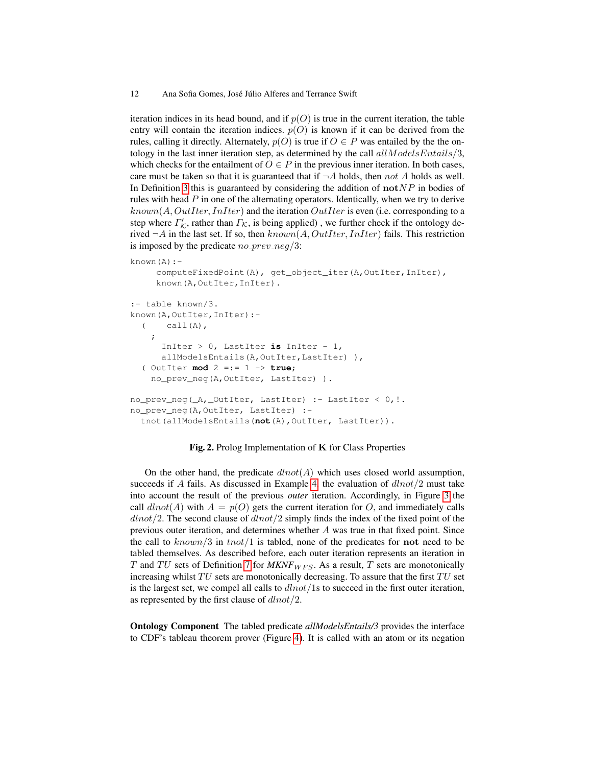iteration indices in its head bound, and if $p(O)$ is true in the current iteration, the table entry will contain the iteration indices. $p(O)$ is known if it can be derived from the rules, calling it directly. Alternately, $p(O)$ is true if $O \in P$ was entailed by the the ontology in the last inner iteration step, as determined by the call $allModelsEntails/3$, which checks for the entailment of $O \in P$ in the previous inner iteration. In both cases, care must be taken so that it is guaranteed that if $\neg A$ holds, then $not\ A$ holds as well. In Definition 3 this is guaranteed by considering the addition of $\mathbf{not}NP$ in bodies of rules with head $P$ in one of the alternating operators. Identically, when we try to derive $known(A, OutIter, InIter)$ and the iteration $OutIter$ is even (i.e. corresponding to a step where $\Gamma'_{\mathcal{K}}$, rather than $\Gamma_{\mathcal{K}}$, is being applied) , we further check if the ontology derived $\neg A$ in the last set. If so, then $known(A, OutIter, InIter)$ fails. This restriction is imposed by the predicate $no\_prev\_neg/3$:

```
known(A):-
     computeFixedPoint(A), get_object_iter(A,OutIter,InIter),
     known(A,OutIter,InIter).

:- table known/3.
known(A,OutIter,InIter):-
  (    call(A),
    ;
      InIter > 0, LastIter is InIter - 1,
      allModelsEntails(A,OutIter,LastIter) ),
  ( OutIter mod 2 =:= 1 -> true;
    no_prev_neg(A,OutIter, LastIter) ).

no_prev_neg(_A,_OutIter, LastIter) :- LastIter < 0,!.
no_prev_neg(A,OutIter, LastIter) :-
  tnot(allModelsEntails(not(A),OutIter, LastIter)).
```

**Fig. 2.** Prolog Implementation of **K** for Class Properties

On the other hand, the predicate $dlnot(A)$ which uses closed world assumption, succeeds if $A$ fails. As discussed in Example 4, the evaluation of $dlnot/2$ must take into account the result of the previous *outer* iteration. Accordingly, in Figure 3 the call $dlnot(A)$ with $A = p(O)$ gets the current iteration for $O$, and immediately calls $dlnot/2$. The second clause of $dlnot/2$ simply finds the index of the fixed point of the previous outer iteration, and determines whether $A$ was true in that fixed point. Since the call to $known/3$ in $tnot/1$ is tabled, none of the predicates for $\mathbf{not}$ need to be tabled themselves. As described before, each outer iteration represents an iteration in $T$ and $TU$ sets of Definition 7 for ***MKNF***$_{WFS}$. As a result, $T$ sets are monotonically increasing whilst $TU$ sets are monotonically decreasing. To assure that the first $TU$ set is the largest set, we compel all calls to $dlnot/1$s to succeed in the first outer iteration, as represented by the first clause of $dlnot/2$.

**Ontology Component** The tabled predicate *allModelsEntails/3* provides the interface to CDF's tableau theorem prover (Figure 4). It is called with an atom or its negation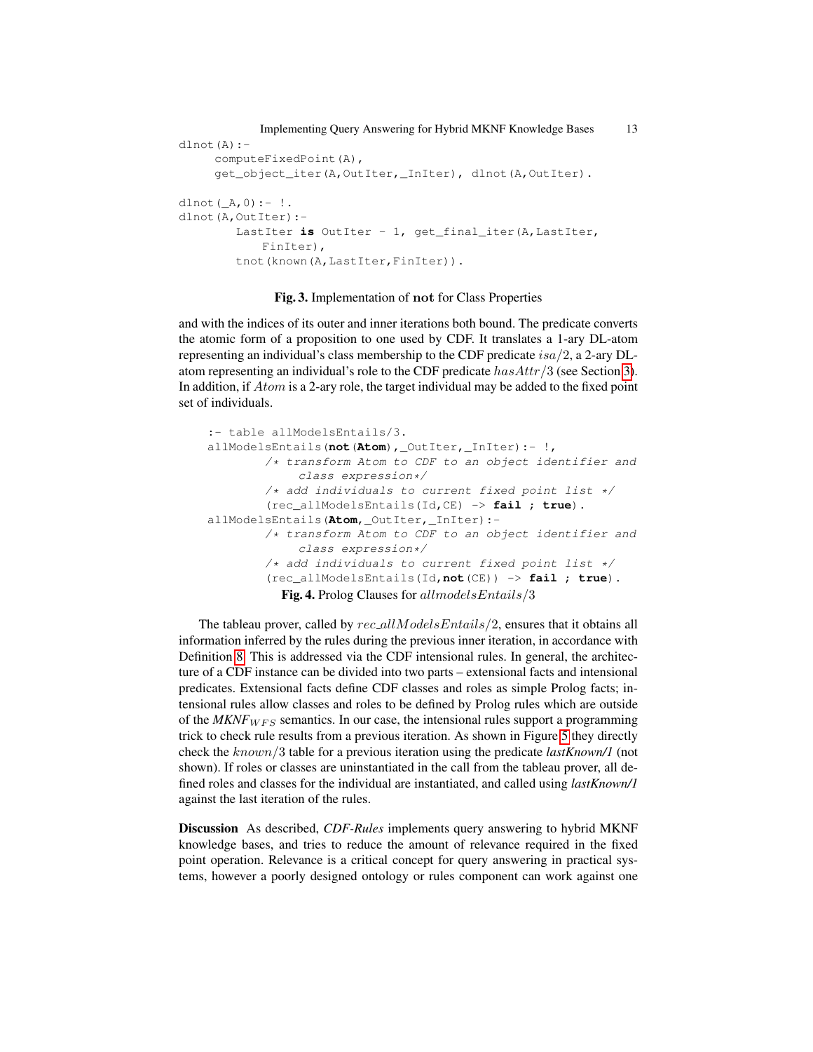```
dlnot(A):-
     computeFixedPoint(A),
     get_object_iter(A,OutIter,_InIter), dlnot(A,OutIter).

dlnot(_A,0):- !.
dlnot(A,OutIter):-
        LastIter is OutIter - 1, get_final_iter(A,LastIter,
            FinIter),
        tnot(known(A,LastIter,FinIter)).
```

**Fig. 3.** Implementation of **not** for Class Properties

and with the indices of its outer and inner iterations both bound. The predicate converts the atomic form of a proposition to one used by CDF. It translates a 1-ary DL-atom representing an individual's class membership to the CDF predicate $isa/2$, a 2-ary DL-atom representing an individual's role to the CDF predicate $hasAttr/3$ (see Section 3). In addition, if $Atom$ is a 2-ary role, the target individual may be added to the fixed point set of individuals.

```
:- table allModelsEntails/3.
allModelsEntails(not(Atom),_OutIter,_InIter):- !,
        /* transform Atom to CDF to an object identifier and
             class expression*/
        /* add individuals to current fixed point list */
        (rec_allModelsEntails(Id,CE) -> fail ; true).
allModelsEntails(Atom,_OutIter,_InIter):-
        /* transform Atom to CDF to an object identifier and
             class expression*/
        /* add individuals to current fixed point list */
        (rec_allModelsEntails(Id,not(CE)) -> fail ; true).
```

**Fig. 4.** Prolog Clauses for $allmodelsEntails/3$

The tableau prover, called by $rec\_allModelsEntails/2$, ensures that it obtains all information inferred by the rules during the previous inner iteration, in accordance with Definition 8. This is addressed via the CDF intensional rules. In general, the architecture of a CDF instance can be divided into two parts – extensional facts and intensional predicates. Extensional facts define CDF classes and roles as simple Prolog facts; intensional rules allow classes and roles to be defined by Prolog rules which are outside of the *MKNF*$_{WFS}$ semantics. In our case, the intensional rules support a programming trick to check rule results from a previous iteration. As shown in Figure 5 they directly check the $known/3$ table for a previous iteration using the predicate *lastKnown/1* (not shown). If roles or classes are uninstantiated in the call from the tableau prover, all defined roles and classes for the individual are instantiated, and called using *lastKnown/1* against the last iteration of the rules.

**Discussion** As described, *CDF-Rules* implements query answering to hybrid MKNF knowledge bases, and tries to reduce the amount of relevance required in the fixed point operation. Relevance is a critical concept for query answering in practical systems, however a poorly designed ontology or rules component can work against one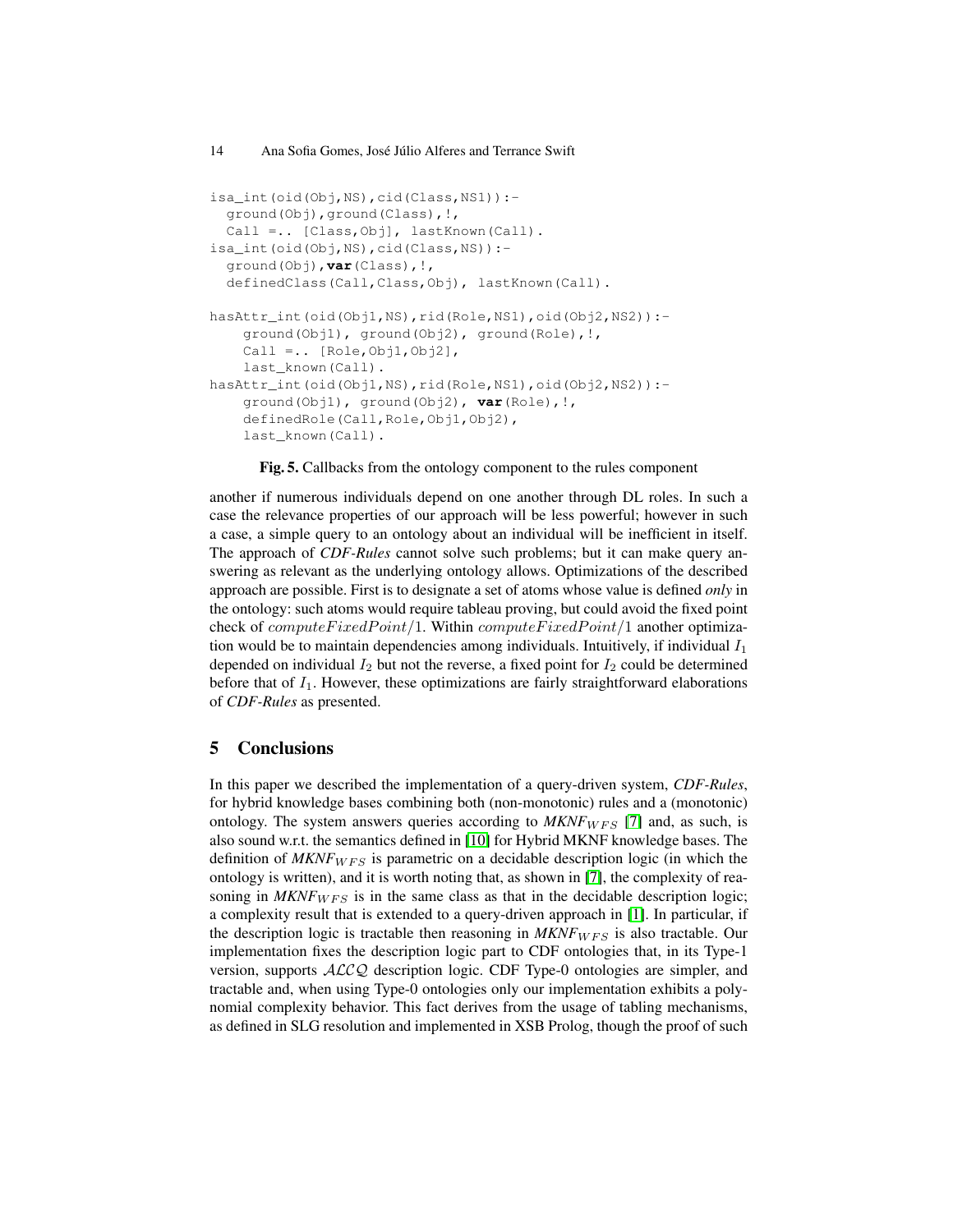```
isa_int(oid(Obj,NS),cid(Class,NS1)):-
  ground(Obj),ground(Class),!,
  Call =.. [Class,Obj], lastKnown(Call).
isa_int(oid(Obj,NS),cid(Class,NS)):-
  ground(Obj),var(Class),!,
  definedClass(Call,Class,Obj), lastKnown(Call).

hasAttr_int(oid(Obj1,NS),rid(Role,NS1),oid(Obj2,NS2)):-
    ground(Obj1), ground(Obj2), ground(Role),!,
    Call =.. [Role,Obj1,Obj2],
    last_known(Call).
hasAttr_int(oid(Obj1,NS),rid(Role,NS1),oid(Obj2,NS2)):-
    ground(Obj1), ground(Obj2), var(Role),!,
    definedRole(Call,Role,Obj1,Obj2),
    last_known(Call).
```

**Fig. 5.** Callbacks from the ontology component to the rules component

another if numerous individuals depend on one another through DL roles. In such a case the relevance properties of our approach will be less powerful; however in such a case, a simple query to an ontology about an individual will be inefficient in itself. The approach of *CDF-Rules* cannot solve such problems; but it can make query answering as relevant as the underlying ontology allows. Optimizations of the described approach are possible. First is to designate a set of atoms whose value is defined *only* in the ontology: such atoms would require tableau proving, but could avoid the fixed point check of $computeFixedPoint/1$. Within $computeFixedPoint/1$ another optimization would be to maintain dependencies among individuals. Intuitively, if individual $I_1$ depended on individual $I_2$ but not the reverse, a fixed point for $I_2$ could be determined before that of $I_1$. However, these optimizations are fairly straightforward elaborations of *CDF-Rules* as presented.

## 5 Conclusions

In this paper we described the implementation of a query-driven system, *CDF-Rules*, for hybrid knowledge bases combining both (non-monotonic) rules and a (monotonic) ontology. The system answers queries according to $MKNF_{WFS}$ [7] and, as such, is also sound w.r.t. the semantics defined in [10] for Hybrid MKNF knowledge bases. The definition of $MKNF_{WFS}$ is parametric on a decidable description logic (in which the ontology is written), and it is worth noting that, as shown in [7], the complexity of reasoning in $MKNF_{WFS}$ is in the same class as that in the decidable description logic; a complexity result that is extended to a query-driven approach in [1]. In particular, if the description logic is tractable then reasoning in $MKNF_{WFS}$ is also tractable. Our implementation fixes the description logic part to CDF ontologies that, in its Type-1 version, supports $\mathcal{ALCQ}$ description logic. CDF Type-0 ontologies are simpler, and tractable and, when using Type-0 ontologies only our implementation exhibits a polynomial complexity behavior. This fact derives from the usage of tabling mechanisms, as defined in SLG resolution and implemented in XSB Prolog, though the proof of such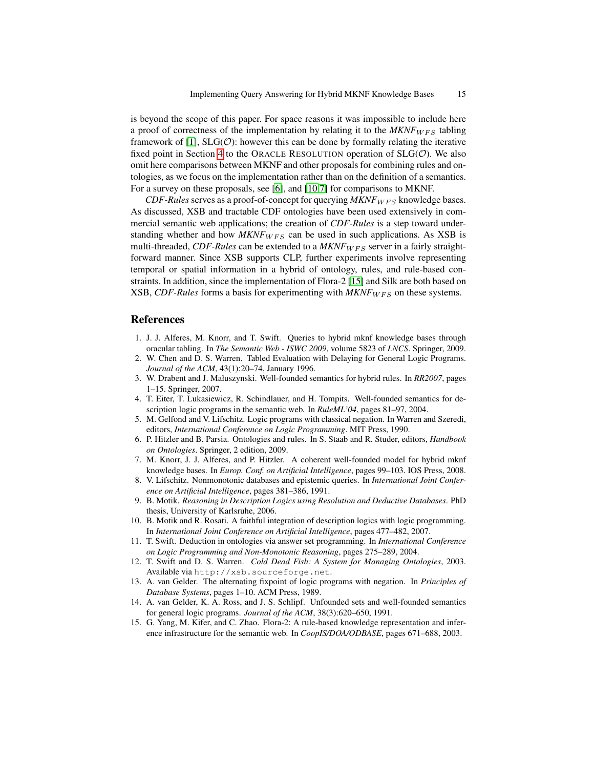is beyond the scope of this paper. For space reasons it was impossible to include here a proof of correctness of the implementation by relating it to the *MKNF*$_{WFS}$ tabling framework of [1], SLG($\mathcal{O}$): however this can be done by formally relating the iterative fixed point in Section 4 to the ORACLE RESOLUTION operation of SLG($\mathcal{O}$). We also omit here comparisons between MKNF and other proposals for combining rules and ontologies, as we focus on the implementation rather than on the definition of a semantics. For a survey on these proposals, see [6], and [10,7] for comparisons to MKNF.

*CDF-Rules* serves as a proof-of-concept for querying *MKNF*$_{WFS}$ knowledge bases. As discussed, XSB and tractable CDF ontologies have been used extensively in commercial semantic web applications; the creation of *CDF-Rules* is a step toward understanding whether and how *MKNF*$_{WFS}$ can be used in such applications. As XSB is multi-threaded, *CDF-Rules* can be extended to a *MKNF*$_{WFS}$ server in a fairly straightforward manner. Since XSB supports CLP, further experiments involve representing temporal or spatial information in a hybrid of ontology, rules, and rule-based constraints. In addition, since the implementation of Flora-2 [15] and Silk are both based on XSB, *CDF-Rules* forms a basis for experimenting with *MKNF*$_{WFS}$ on these systems.

## References

1. J. J. Alferes, M. Knorr, and T. Swift. Queries to hybrid mknf knowledge bases through oracular tabling. In *The Semantic Web - ISWC 2009*, volume 5823 of *LNCS*. Springer, 2009.
2. W. Chen and D. S. Warren. Tabled Evaluation with Delaying for General Logic Programs. *Journal of the ACM*, 43(1):20–74, January 1996.
3. W. Drabent and J. Małuszynski. Well-founded semantics for hybrid rules. In *RR2007*, pages 1–15. Springer, 2007.
4. T. Eiter, T. Lukasiewicz, R. Schindlauer, and H. Tompits. Well-founded semantics for description logic programs in the semantic web. In *RuleML'04*, pages 81–97, 2004.
5. M. Gelfond and V. Lifschitz. Logic programs with classical negation. In Warren and Szeredi, editors, *International Conference on Logic Programming*. MIT Press, 1990.
6. P. Hitzler and B. Parsia. Ontologies and rules. In S. Staab and R. Studer, editors, *Handbook on Ontologies*. Springer, 2 edition, 2009.
7. M. Knorr, J. J. Alferes, and P. Hitzler. A coherent well-founded model for hybrid mknf knowledge bases. In *Europ. Conf. on Artificial Intelligence*, pages 99–103. IOS Press, 2008.
8. V. Lifschitz. Nonmonotonic databases and epistemic queries. In *International Joint Conference on Artificial Intelligence*, pages 381–386, 1991.
9. B. Motik. *Reasoning in Description Logics using Resolution and Deductive Databases*. PhD thesis, University of Karlsruhe, 2006.
10. B. Motik and R. Rosati. A faithful integration of description logics with logic programming. In *International Joint Conference on Artificial Intelligence*, pages 477–482, 2007.
11. T. Swift. Deduction in ontologies via answer set programming. In *International Conference on Logic Programming and Non-Monotonic Reasoning*, pages 275–289, 2004.
12. T. Swift and D. S. Warren. *Cold Dead Fish: A System for Managing Ontologies*, 2003. Available via `http://xsb.sourceforge.net`.
13. A. van Gelder. The alternating fixpoint of logic programs with negation. In *Principles of Database Systems*, pages 1–10. ACM Press, 1989.
14. A. van Gelder, K. A. Ross, and J. S. Schlipf. Unfounded sets and well-founded semantics for general logic programs. *Journal of the ACM*, 38(3):620–650, 1991.
15. G. Yang, M. Kifer, and C. Zhao. Flora-2: A rule-based knowledge representation and inference infrastructure for the semantic web. In *CoopIS/DOA/ODBASE*, pages 671–688, 2003.